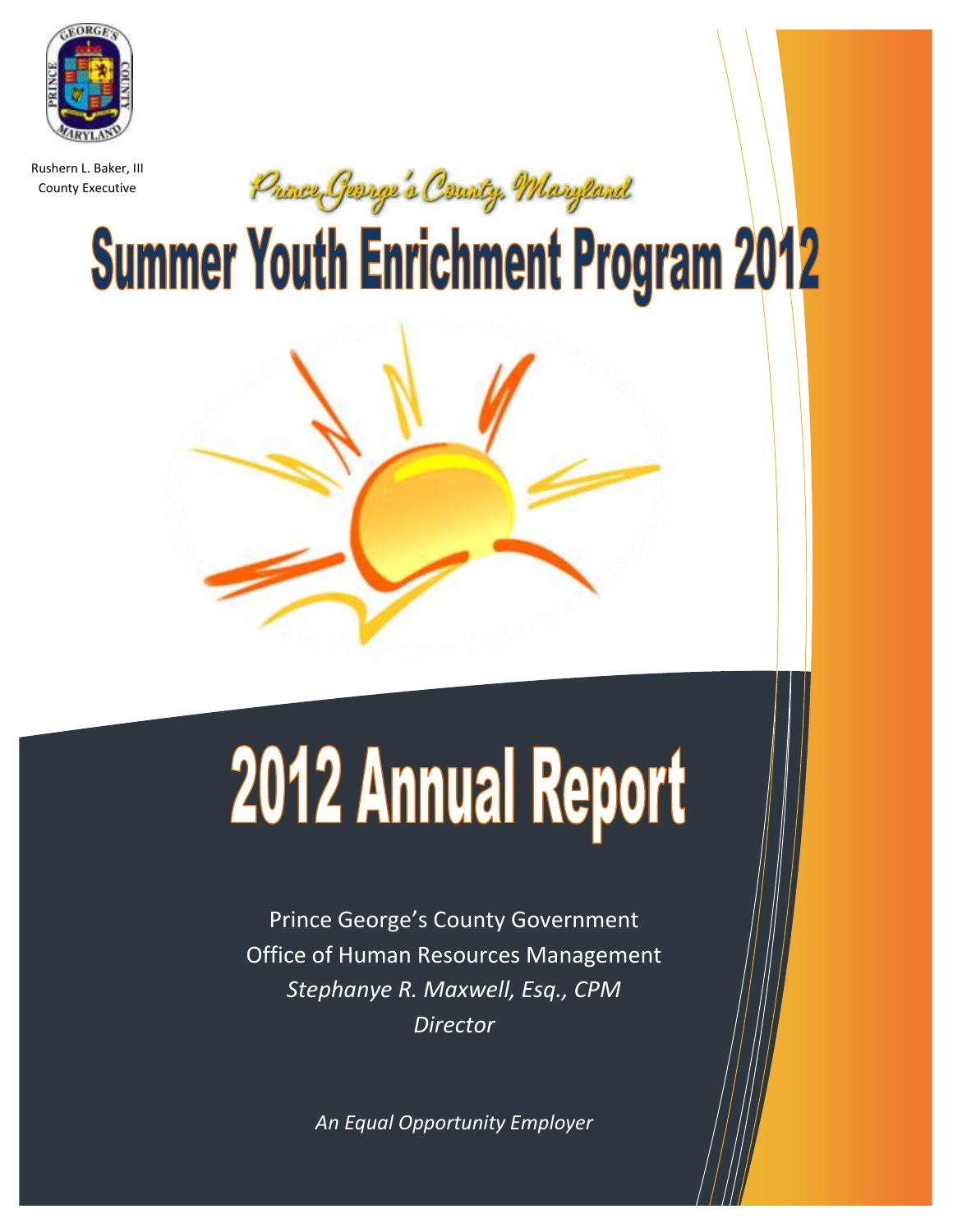Rushern L. Baker, III
County Executive

Prince George's County, Maryland

# Summer Youth Enrichment Program 2012

# 2012 Annual Report

Prince George's County Government
Office of Human Resources Management
*Stephanye R. Maxwell, Esq., CPM*
*Director*

*An Equal Opportunity Employer*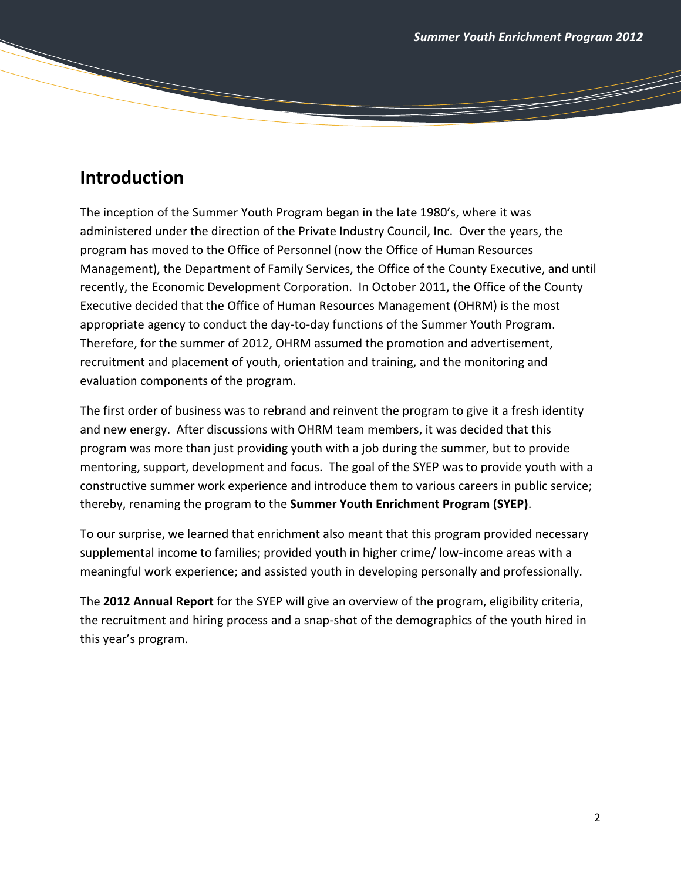## Introduction

The inception of the Summer Youth Program began in the late 1980's, where it was administered under the direction of the Private Industry Council, Inc. Over the years, the program has moved to the Office of Personnel (now the Office of Human Resources Management), the Department of Family Services, the Office of the County Executive, and until recently, the Economic Development Corporation. In October 2011, the Office of the County Executive decided that the Office of Human Resources Management (OHRM) is the most appropriate agency to conduct the day-to-day functions of the Summer Youth Program. Therefore, for the summer of 2012, OHRM assumed the promotion and advertisement, recruitment and placement of youth, orientation and training, and the monitoring and evaluation components of the program.

The first order of business was to rebrand and reinvent the program to give it a fresh identity and new energy. After discussions with OHRM team members, it was decided that this program was more than just providing youth with a job during the summer, but to provide mentoring, support, development and focus. The goal of the SYEP was to provide youth with a constructive summer work experience and introduce them to various careers in public service; thereby, renaming the program to the **Summer Youth Enrichment Program (SYEP)**.

To our surprise, we learned that enrichment also meant that this program provided necessary supplemental income to families; provided youth in higher crime/ low-income areas with a meaningful work experience; and assisted youth in developing personally and professionally.

The **2012 Annual Report** for the SYEP will give an overview of the program, eligibility criteria, the recruitment and hiring process and a snap-shot of the demographics of the youth hired in this year's program.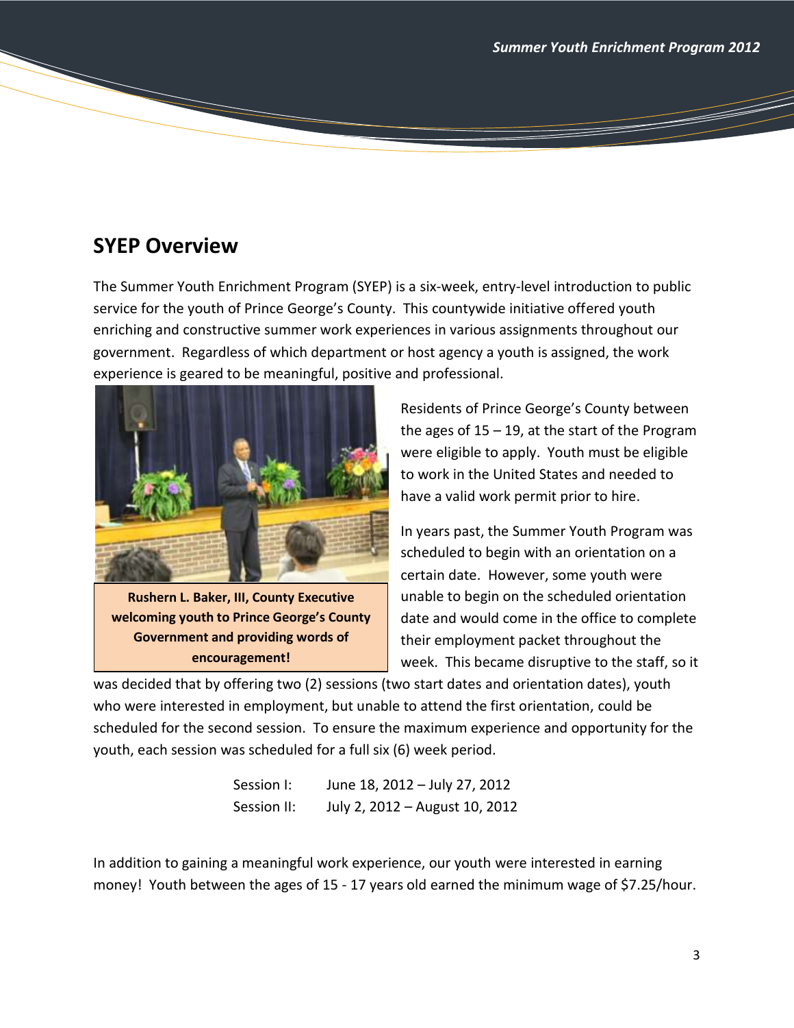## SYEP Overview

The Summer Youth Enrichment Program (SYEP) is a six-week, entry-level introduction to public service for the youth of Prince George's County. This countywide initiative offered youth enriching and constructive summer work experiences in various assignments throughout our government. Regardless of which department or host agency a youth is assigned, the work experience is geared to be meaningful, positive and professional.

**Rushern L. Baker, III, County Executive welcoming youth to Prince George's County Government and providing words of encouragement!**

Residents of Prince George's County between the ages of 15 – 19, at the start of the Program were eligible to apply. Youth must be eligible to work in the United States and needed to have a valid work permit prior to hire.

In years past, the Summer Youth Program was scheduled to begin with an orientation on a certain date. However, some youth were unable to begin on the scheduled orientation date and would come in the office to complete their employment packet throughout the week. This became disruptive to the staff, so it was decided that by offering two (2) sessions (two start dates and orientation dates), youth who were interested in employment, but unable to attend the first orientation, could be scheduled for the second session. To ensure the maximum experience and opportunity for the youth, each session was scheduled for a full six (6) week period.

| | |
|---|---|
| Session I: | June 18, 2012 – July 27, 2012 |
| Session II: | July 2, 2012 – August 10, 2012 |

In addition to gaining a meaningful work experience, our youth were interested in earning money! Youth between the ages of 15 - 17 years old earned the minimum wage of $7.25/hour.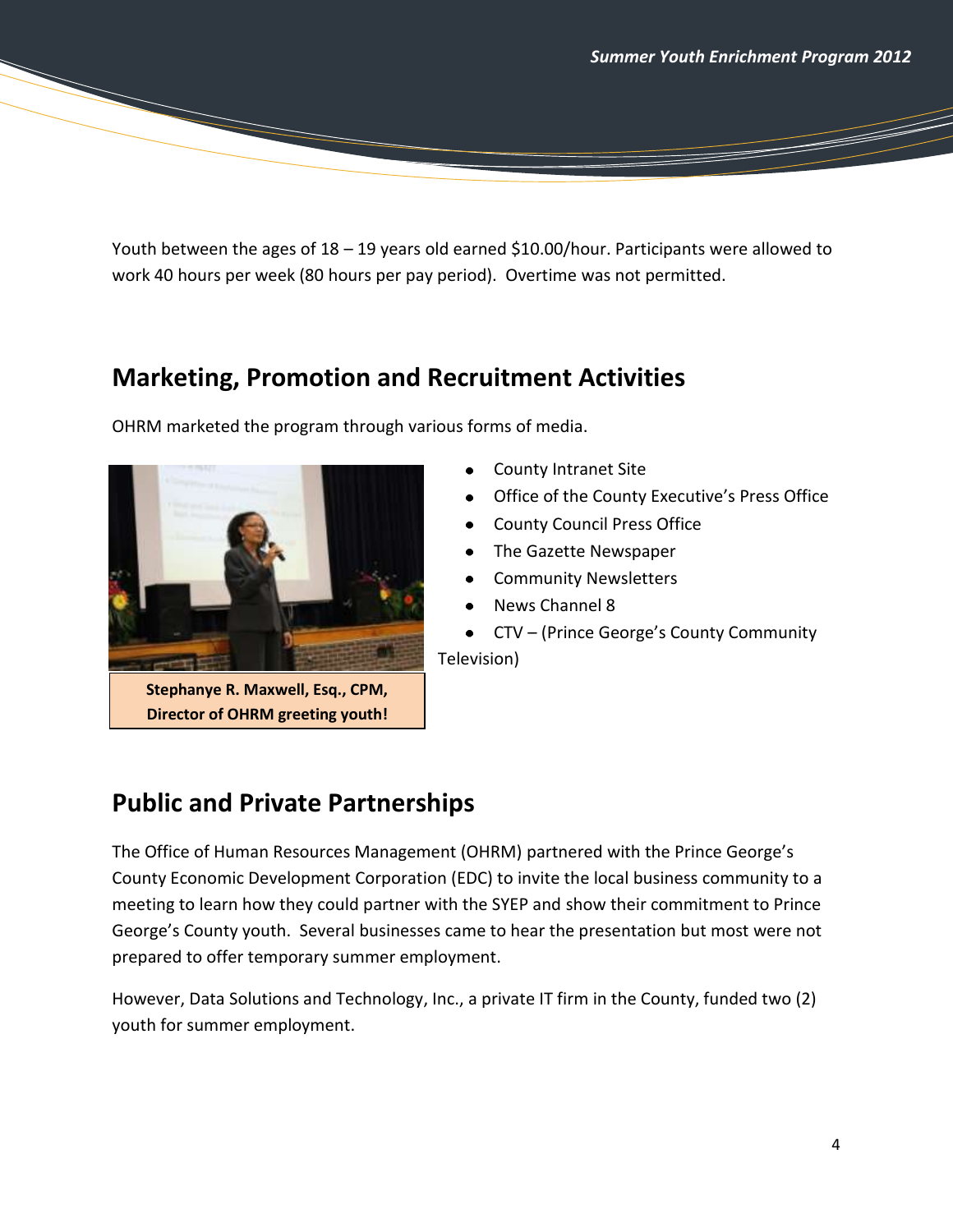Youth between the ages of 18 – 19 years old earned $10.00/hour. Participants were allowed to work 40 hours per week (80 hours per pay period). Overtime was not permitted.

## Marketing, Promotion and Recruitment Activities

OHRM marketed the program through various forms of media.

- County Intranet Site
- Office of the County Executive's Press Office
- County Council Press Office
- The Gazette Newspaper
- Community Newsletters
- News Channel 8
- CTV – (Prince George's County Community Television)

**Stephanye R. Maxwell, Esq., CPM, Director of OHRM greeting youth!**

## Public and Private Partnerships

The Office of Human Resources Management (OHRM) partnered with the Prince George's County Economic Development Corporation (EDC) to invite the local business community to a meeting to learn how they could partner with the SYEP and show their commitment to Prince George's County youth. Several businesses came to hear the presentation but most were not prepared to offer temporary summer employment.

However, Data Solutions and Technology, Inc., a private IT firm in the County, funded two (2) youth for summer employment.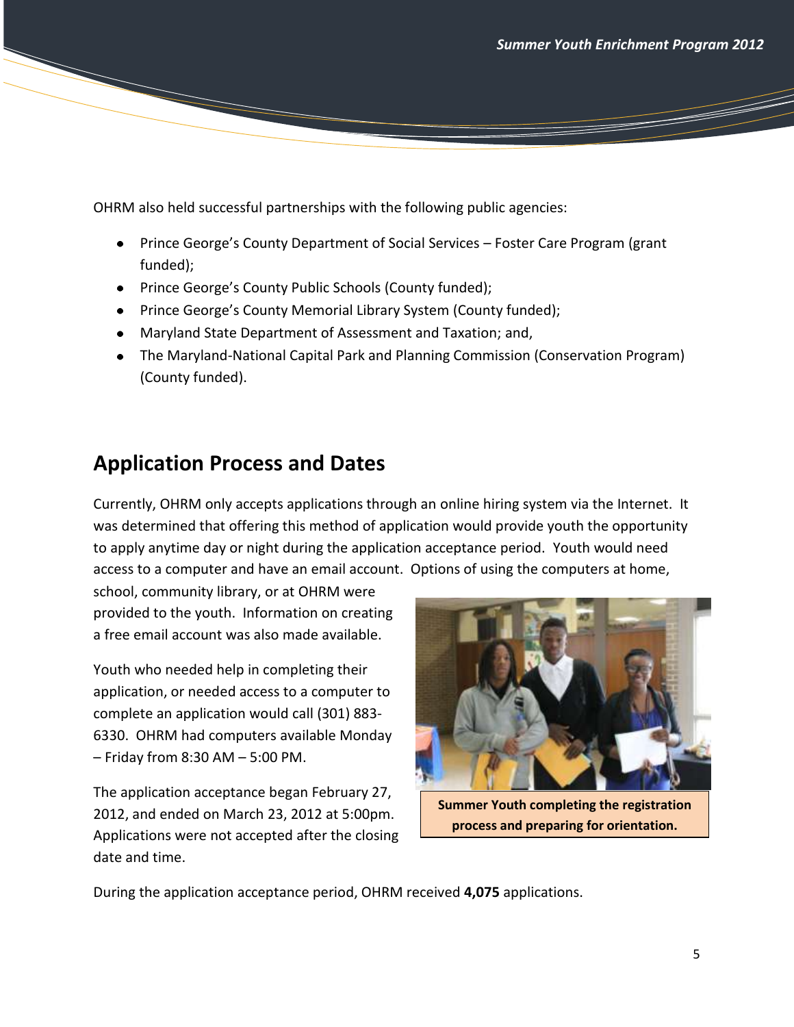OHRM also held successful partnerships with the following public agencies:

- Prince George's County Department of Social Services – Foster Care Program (grant funded);
- Prince George's County Public Schools (County funded);
- Prince George's County Memorial Library System (County funded);
- Maryland State Department of Assessment and Taxation; and,
- The Maryland-National Capital Park and Planning Commission (Conservation Program) (County funded).

## Application Process and Dates

Currently, OHRM only accepts applications through an online hiring system via the Internet. It was determined that offering this method of application would provide youth the opportunity to apply anytime day or night during the application acceptance period. Youth would need access to a computer and have an email account. Options of using the computers at home, school, community library, or at OHRM were provided to the youth. Information on creating a free email account was also made available.

Youth who needed help in completing their application, or needed access to a computer to complete an application would call (301) 883-6330. OHRM had computers available Monday – Friday from 8:30 AM – 5:00 PM.

The application acceptance began February 27, 2012, and ended on March 23, 2012 at 5:00pm. Applications were not accepted after the closing date and time.

**Summer Youth completing the registration process and preparing for orientation.**

During the application acceptance period, OHRM received **4,075** applications.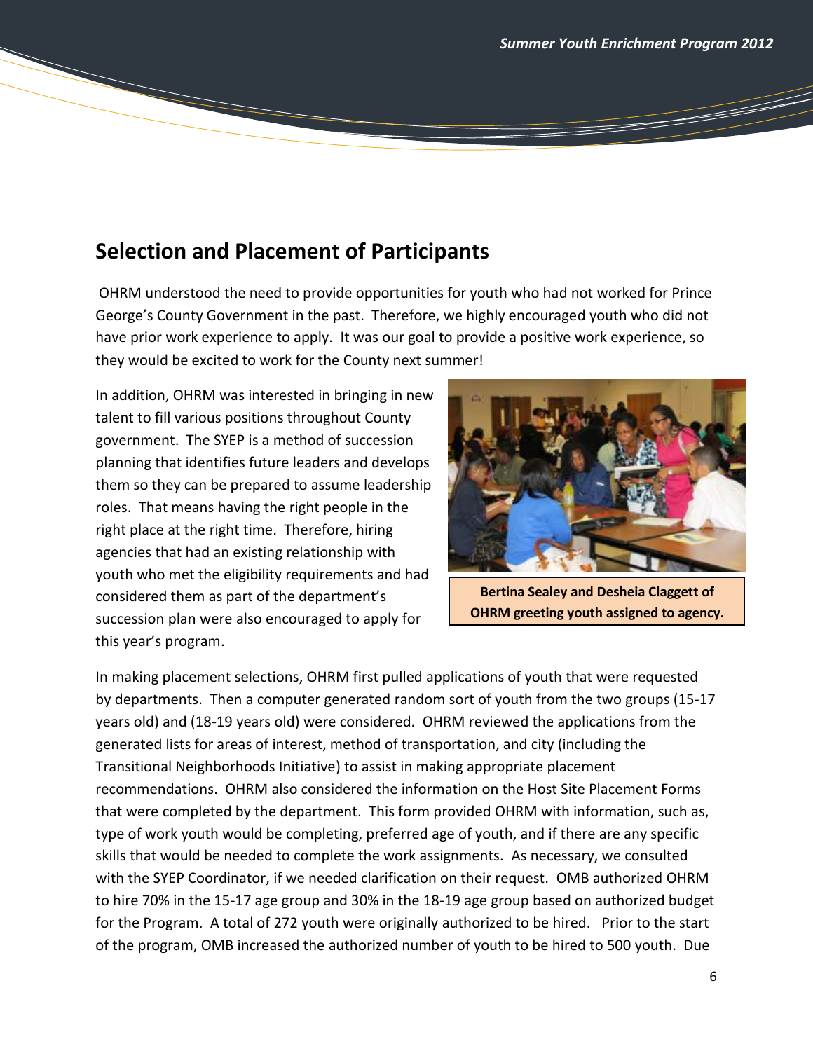## Selection and Placement of Participants

OHRM understood the need to provide opportunities for youth who had not worked for Prince George's County Government in the past. Therefore, we highly encouraged youth who did not have prior work experience to apply. It was our goal to provide a positive work experience, so they would be excited to work for the County next summer!

In addition, OHRM was interested in bringing in new talent to fill various positions throughout County government. The SYEP is a method of succession planning that identifies future leaders and develops them so they can be prepared to assume leadership roles. That means having the right people in the right place at the right time. Therefore, hiring agencies that had an existing relationship with youth who met the eligibility requirements and had considered them as part of the department's succession plan were also encouraged to apply for this year's program.

**Bertina Sealey and Desheia Claggett of OHRM greeting youth assigned to agency.**

In making placement selections, OHRM first pulled applications of youth that were requested by departments. Then a computer generated random sort of youth from the two groups (15-17 years old) and (18-19 years old) were considered. OHRM reviewed the applications from the generated lists for areas of interest, method of transportation, and city (including the Transitional Neighborhoods Initiative) to assist in making appropriate placement recommendations. OHRM also considered the information on the Host Site Placement Forms that were completed by the department. This form provided OHRM with information, such as, type of work youth would be completing, preferred age of youth, and if there are any specific skills that would be needed to complete the work assignments. As necessary, we consulted with the SYEP Coordinator, if we needed clarification on their request. OMB authorized OHRM to hire 70% in the 15-17 age group and 30% in the 18-19 age group based on authorized budget for the Program. A total of 272 youth were originally authorized to be hired. Prior to the start of the program, OMB increased the authorized number of youth to be hired to 500 youth. Due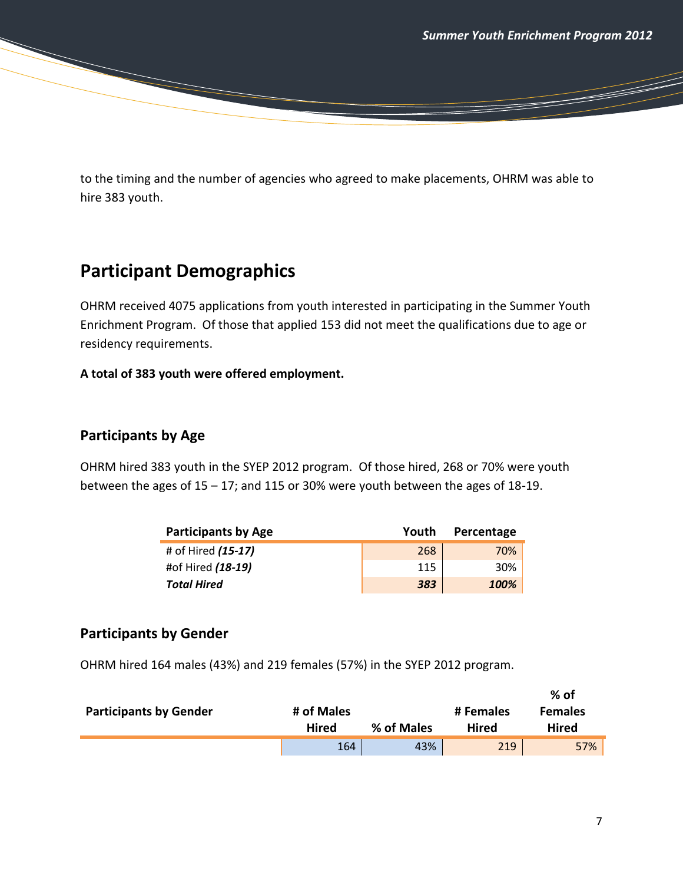to the timing and the number of agencies who agreed to make placements, OHRM was able to hire 383 youth.

## Participant Demographics

OHRM received 4075 applications from youth interested in participating in the Summer Youth Enrichment Program. Of those that applied 153 did not meet the qualifications due to age or residency requirements.

**A total of 383 youth were offered employment.**

### Participants by Age

OHRM hired 383 youth in the SYEP 2012 program. Of those hired, 268 or 70% were youth between the ages of 15 – 17; and 115 or 30% were youth between the ages of 18-19.

| Participants by Age | Youth | Percentage |
|---|---|---|
| # of Hired ***(15-17)*** | 268 | 70% |
| #of Hired ***(18-19)*** | 115 | 30% |
| ***Total Hired*** | ***383*** | ***100%*** |

### Participants by Gender

OHRM hired 164 males (43%) and 219 females (57%) in the SYEP 2012 program.

| Participants by Gender | # of Males Hired | % of Males | # Females Hired | % of Females Hired |
|---|---|---|---|---|
| | 164 | 43% | 219 | 57% |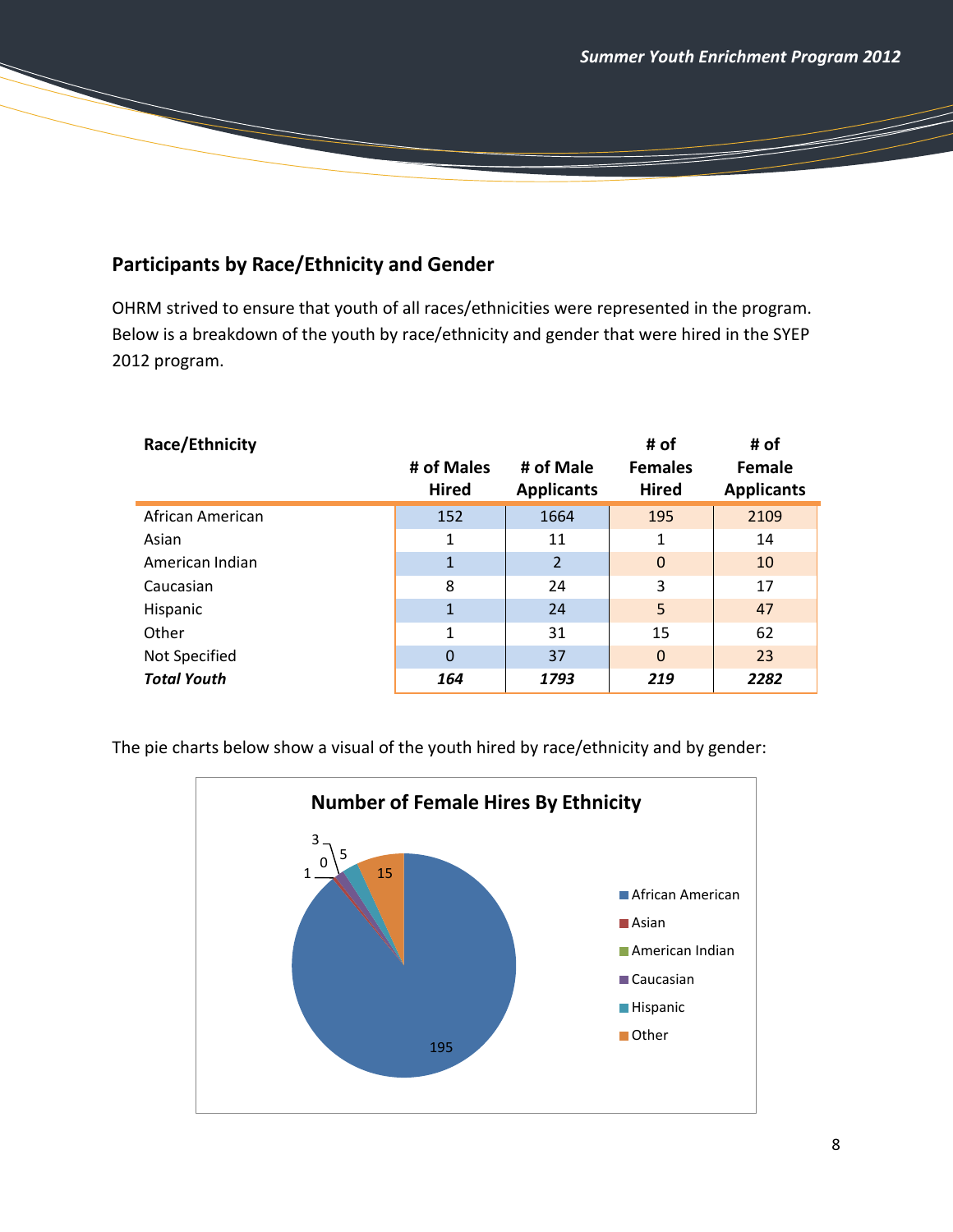## Participants by Race/Ethnicity and Gender

OHRM strived to ensure that youth of all races/ethnicities were represented in the program. Below is a breakdown of the youth by race/ethnicity and gender that were hired in the SYEP 2012 program.

| Race/Ethnicity | # of Males Hired | # of Male Applicants | # of Females Hired | # of Female Applicants |
|---|---|---|---|---|
| African American | 152 | 1664 | 195 | 2109 |
| Asian | 1 | 11 | 1 | 14 |
| American Indian | 1 | 2 | 0 | 10 |
| Caucasian | 8 | 24 | 3 | 17 |
| Hispanic | 1 | 24 | 5 | 47 |
| Other | 1 | 31 | 15 | 62 |
| Not Specified | 0 | 37 | 0 | 23 |
| ***Total Youth*** | ***164*** | ***1793*** | ***219*** | ***2282*** |

The pie charts below show a visual of the youth hired by race/ethnicity and by gender:

**Number of Female Hires By Ethnicity**

- African American: 195
- Asian: 1
- American Indian: 0
- Caucasian: 3
- Hispanic: 5
- Other: 15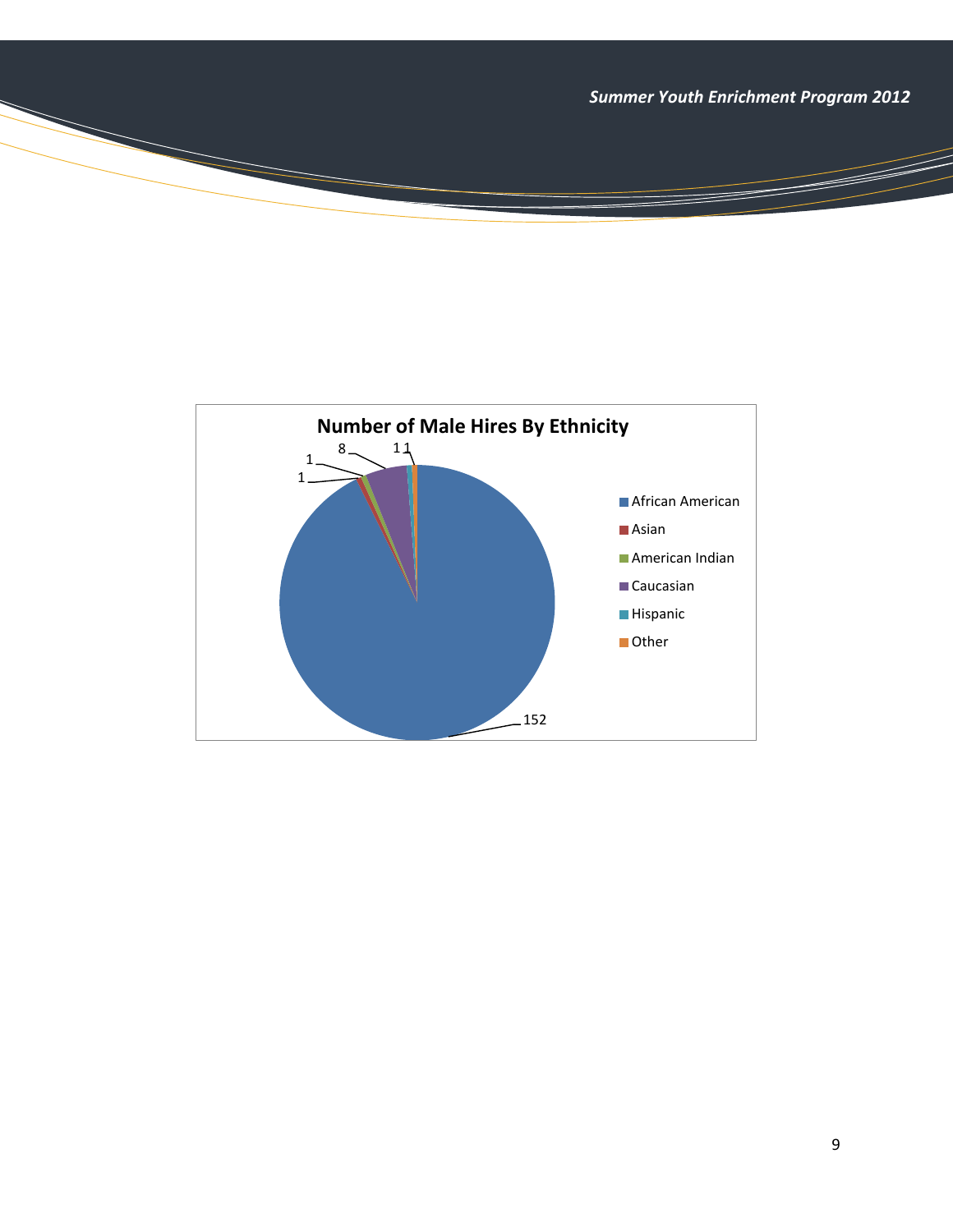**Number of Male Hires By Ethnicity**

| Ethnicity | Number |
| --- | --- |
| African American | 152 |
| Asian | 1 |
| American Indian | 1 |
| Caucasian | 8 |
| Hispanic | 1 |
| Other | 1 |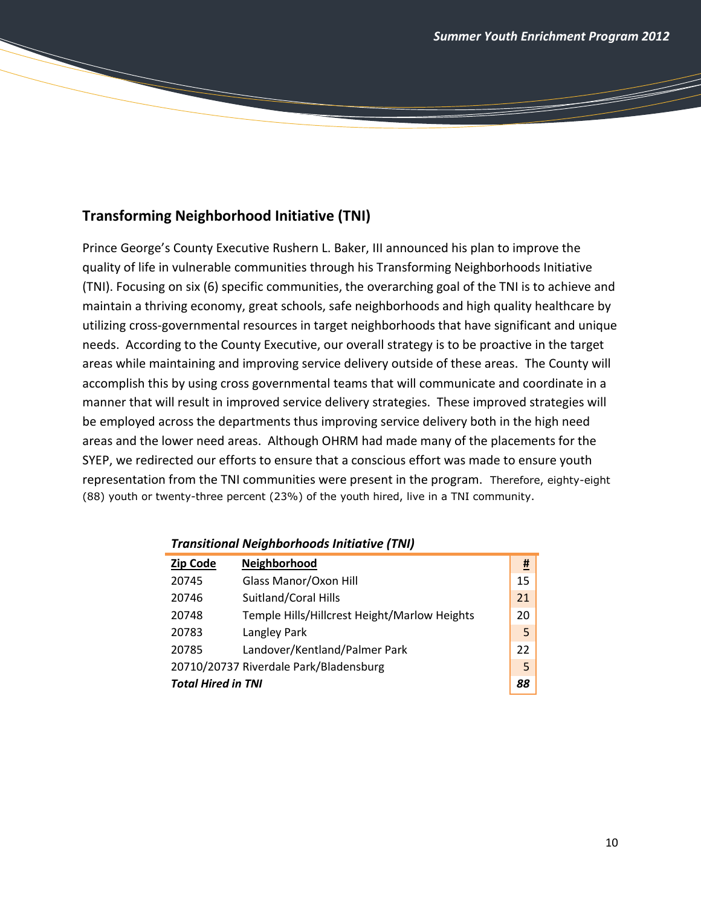## Transforming Neighborhood Initiative (TNI)

Prince George's County Executive Rushern L. Baker, III announced his plan to improve the quality of life in vulnerable communities through his Transforming Neighborhoods Initiative (TNI). Focusing on six (6) specific communities, the overarching goal of the TNI is to achieve and maintain a thriving economy, great schools, safe neighborhoods and high quality healthcare by utilizing cross-governmental resources in target neighborhoods that have significant and unique needs. According to the County Executive, our overall strategy is to be proactive in the target areas while maintaining and improving service delivery outside of these areas. The County will accomplish this by using cross governmental teams that will communicate and coordinate in a manner that will result in improved service delivery strategies. These improved strategies will be employed across the departments thus improving service delivery both in the high need areas and the lower need areas. Although OHRM had made many of the placements for the SYEP, we redirected our efforts to ensure that a conscious effort was made to ensure youth representation from the TNI communities were present in the program. Therefore, eighty-eight (88) youth or twenty-three percent (23%) of the youth hired, live in a TNI community.

***Transitional Neighborhoods Initiative (TNI)***

| Zip Code | Neighborhood | # |
|---|---|---|
| 20745 | Glass Manor/Oxon Hill | 15 |
| 20746 | Suitland/Coral Hills | 21 |
| 20748 | Temple Hills/Hillcrest Height/Marlow Heights | 20 |
| 20783 | Langley Park | 5 |
| 20785 | Landover/Kentland/Palmer Park | 22 |
| 20710/20737 | Riverdale Park/Bladensburg | 5 |
| ***Total Hired in TNI*** | | ***88*** |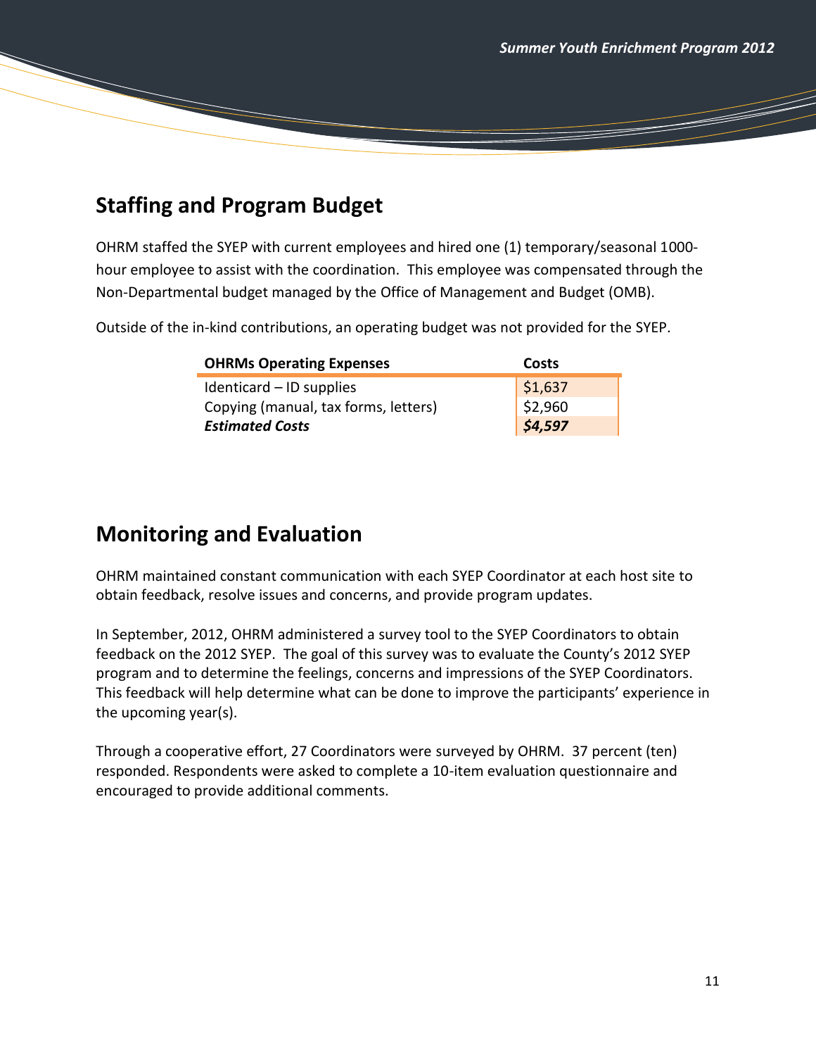## Staffing and Program Budget

OHRM staffed the SYEP with current employees and hired one (1) temporary/seasonal 1000-hour employee to assist with the coordination. This employee was compensated through the Non-Departmental budget managed by the Office of Management and Budget (OMB).

Outside of the in-kind contributions, an operating budget was not provided for the SYEP.

| OHRMs Operating Expenses | Costs |
|---|---|
| Identicard – ID supplies | $1,637 |
| Copying (manual, tax forms, letters) | $2,960 |
| ***Estimated Costs*** | ***$4,597*** |

## Monitoring and Evaluation

OHRM maintained constant communication with each SYEP Coordinator at each host site to obtain feedback, resolve issues and concerns, and provide program updates.

In September, 2012, OHRM administered a survey tool to the SYEP Coordinators to obtain feedback on the 2012 SYEP. The goal of this survey was to evaluate the County's 2012 SYEP program and to determine the feelings, concerns and impressions of the SYEP Coordinators. This feedback will help determine what can be done to improve the participants' experience in the upcoming year(s).

Through a cooperative effort, 27 Coordinators were surveyed by OHRM. 37 percent (ten) responded. Respondents were asked to complete a 10-item evaluation questionnaire and encouraged to provide additional comments.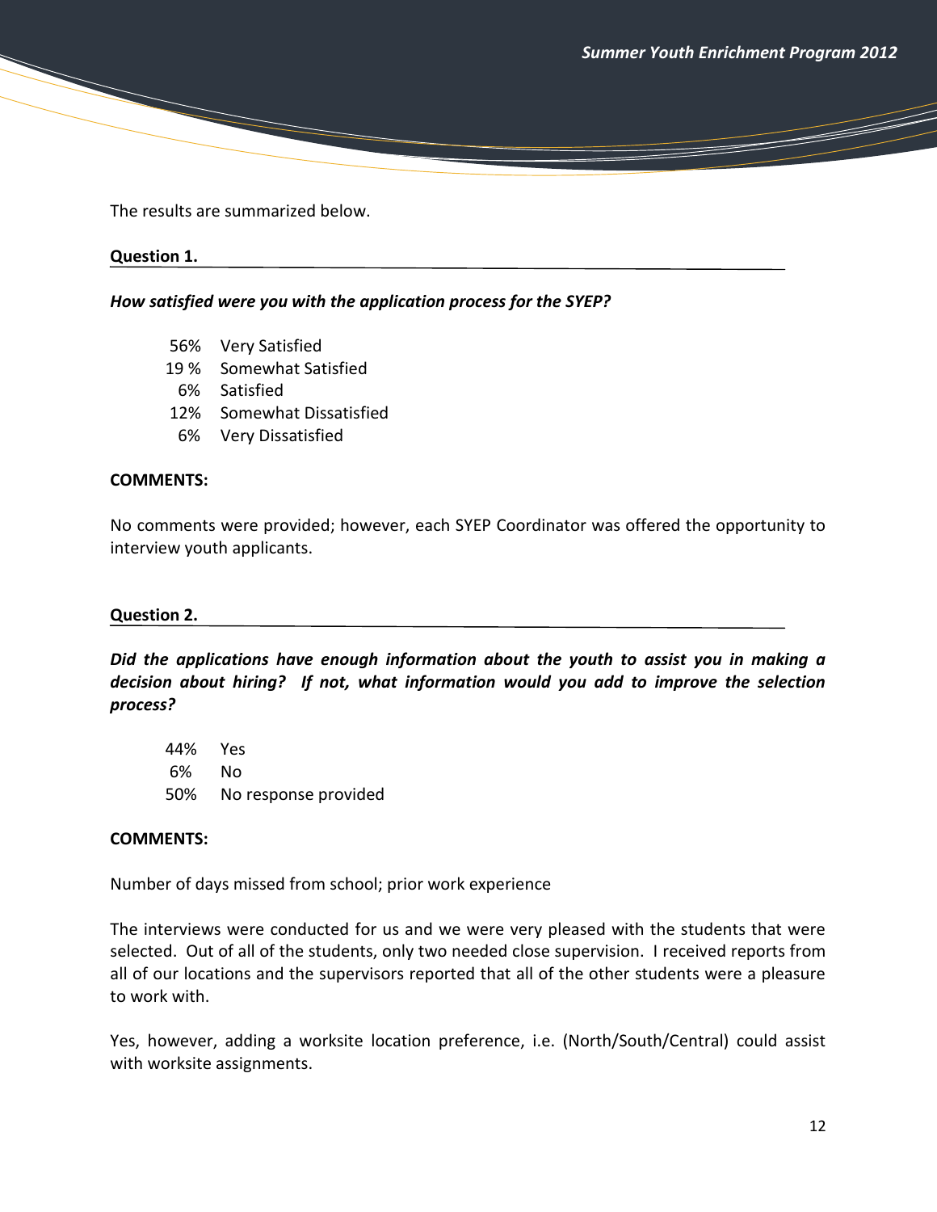The results are summarized below.

**Question 1.**

***How satisfied were you with the application process for the SYEP?***

- 56% Very Satisfied
- 19 % Somewhat Satisfied
- 6% Satisfied
- 12% Somewhat Dissatisfied
- 6% Very Dissatisfied

**COMMENTS:**

No comments were provided; however, each SYEP Coordinator was offered the opportunity to interview youth applicants.

**Question 2.**

***Did the applications have enough information about the youth to assist you in making a decision about hiring? If not, what information would you add to improve the selection process?***

- 44% Yes
- 6% No
- 50% No response provided

**COMMENTS:**

Number of days missed from school; prior work experience

The interviews were conducted for us and we were very pleased with the students that were selected. Out of all of the students, only two needed close supervision. I received reports from all of our locations and the supervisors reported that all of the other students were a pleasure to work with.

Yes, however, adding a worksite location preference, i.e. (North/South/Central) could assist with worksite assignments.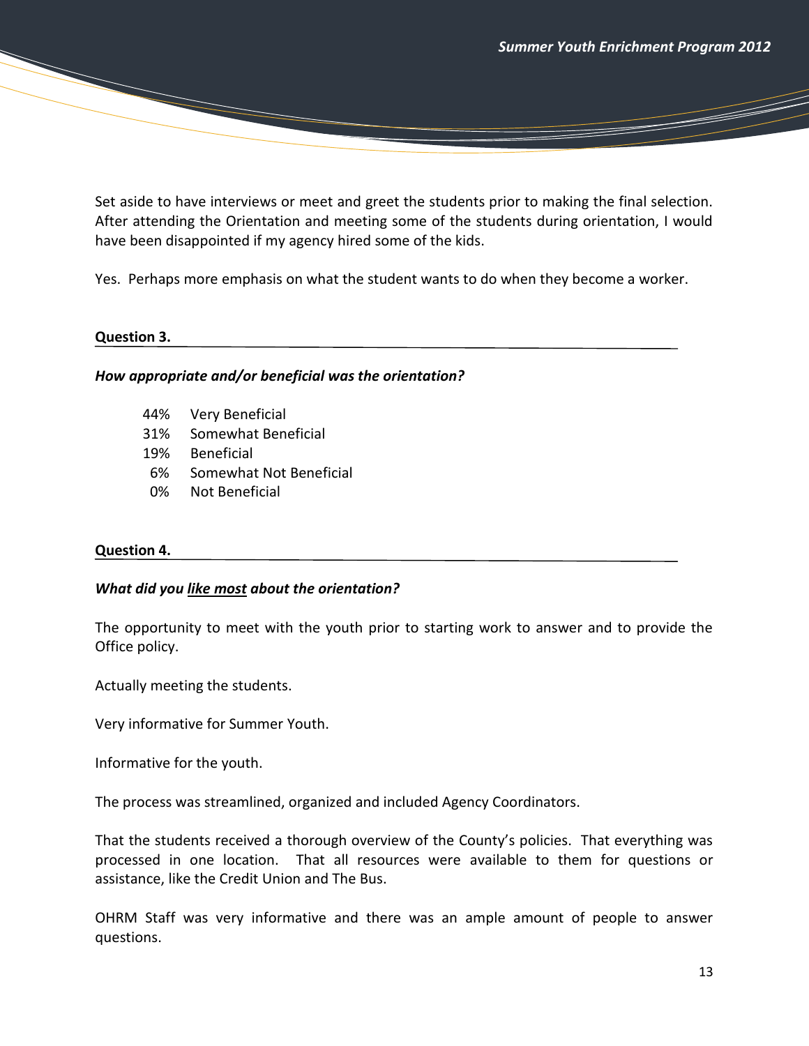Set aside to have interviews or meet and greet the students prior to making the final selection. After attending the Orientation and meeting some of the students during orientation, I would have been disappointed if my agency hired some of the kids.

Yes. Perhaps more emphasis on what the student wants to do when they become a worker.

**Question 3.**

***How appropriate and/or beneficial was the orientation?***

- 44% Very Beneficial
- 31% Somewhat Beneficial
- 19% Beneficial
- 6% Somewhat Not Beneficial
- 0% Not Beneficial

**Question 4.**

***What did you <u>like most</u> about the orientation?***

The opportunity to meet with the youth prior to starting work to answer and to provide the Office policy.

Actually meeting the students.

Very informative for Summer Youth.

Informative for the youth.

The process was streamlined, organized and included Agency Coordinators.

That the students received a thorough overview of the County's policies. That everything was processed in one location. That all resources were available to them for questions or assistance, like the Credit Union and The Bus.

OHRM Staff was very informative and there was an ample amount of people to answer questions.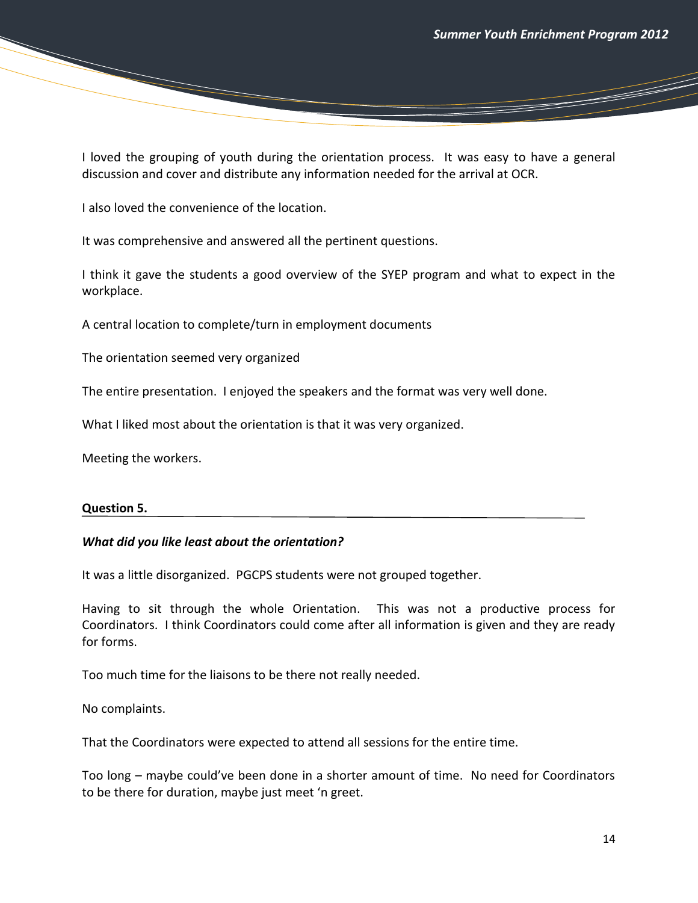I loved the grouping of youth during the orientation process. It was easy to have a general discussion and cover and distribute any information needed for the arrival at OCR.

I also loved the convenience of the location.

It was comprehensive and answered all the pertinent questions.

I think it gave the students a good overview of the SYEP program and what to expect in the workplace.

A central location to complete/turn in employment documents

The orientation seemed very organized

The entire presentation. I enjoyed the speakers and the format was very well done.

What I liked most about the orientation is that it was very organized.

Meeting the workers.

**Question 5.**

***What did you like least about the orientation?***

It was a little disorganized. PGCPS students were not grouped together.

Having to sit through the whole Orientation. This was not a productive process for Coordinators. I think Coordinators could come after all information is given and they are ready for forms.

Too much time for the liaisons to be there not really needed.

No complaints.

That the Coordinators were expected to attend all sessions for the entire time.

Too long – maybe could've been done in a shorter amount of time. No need for Coordinators to be there for duration, maybe just meet 'n greet.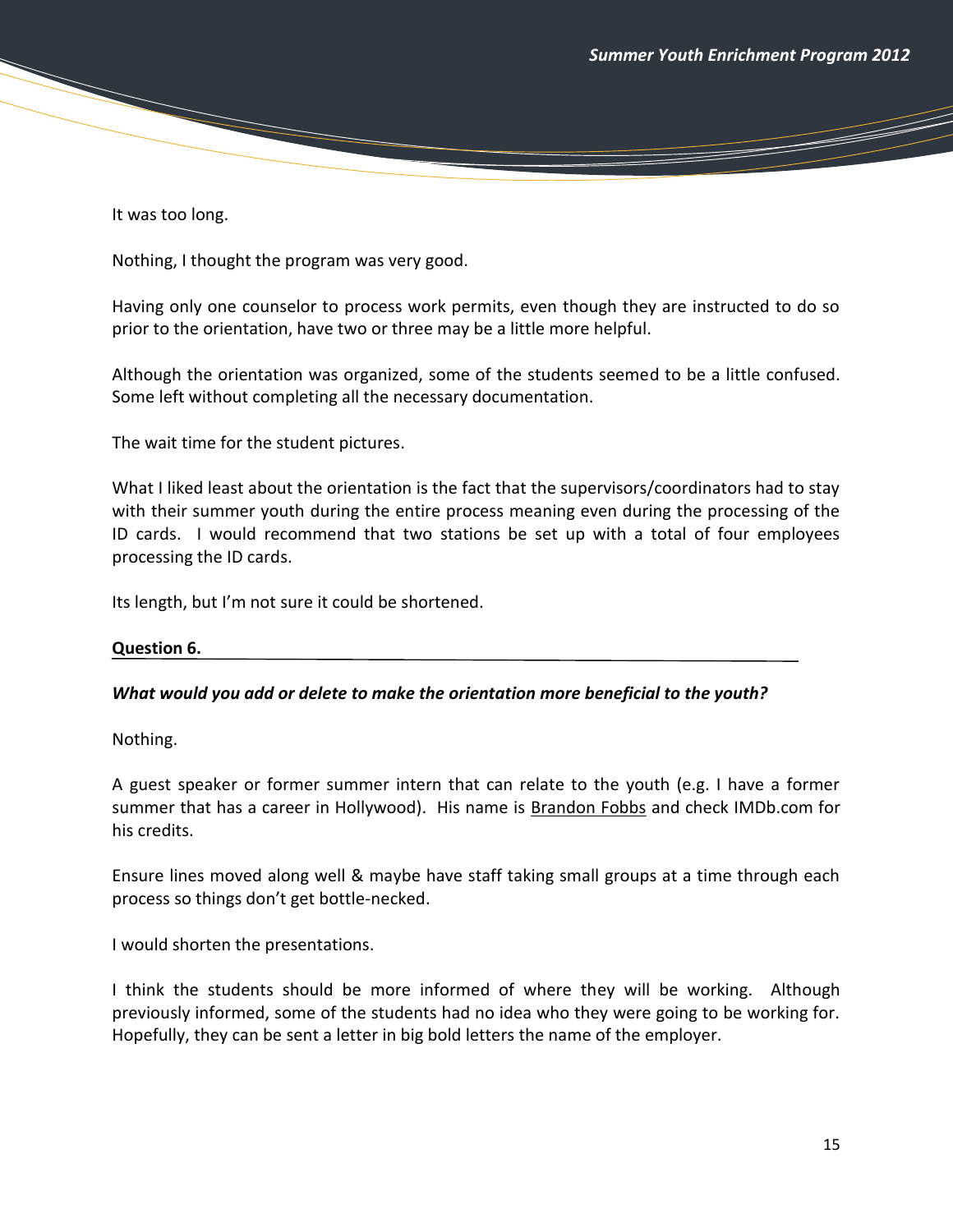It was too long.

Nothing, I thought the program was very good.

Having only one counselor to process work permits, even though they are instructed to do so prior to the orientation, have two or three may be a little more helpful.

Although the orientation was organized, some of the students seemed to be a little confused. Some left without completing all the necessary documentation.

The wait time for the student pictures.

What I liked least about the orientation is the fact that the supervisors/coordinators had to stay with their summer youth during the entire process meaning even during the processing of the ID cards. I would recommend that two stations be set up with a total of four employees processing the ID cards.

Its length, but I'm not sure it could be shortened.

**Question 6.**

***What would you add or delete to make the orientation more beneficial to the youth?***

Nothing.

A guest speaker or former summer intern that can relate to the youth (e.g. I have a former summer that has a career in Hollywood). His name is Brandon Fobbs and check IMDb.com for his credits.

Ensure lines moved along well & maybe have staff taking small groups at a time through each process so things don't get bottle-necked.

I would shorten the presentations.

I think the students should be more informed of where they will be working. Although previously informed, some of the students had no idea who they were going to be working for. Hopefully, they can be sent a letter in big bold letters the name of the employer.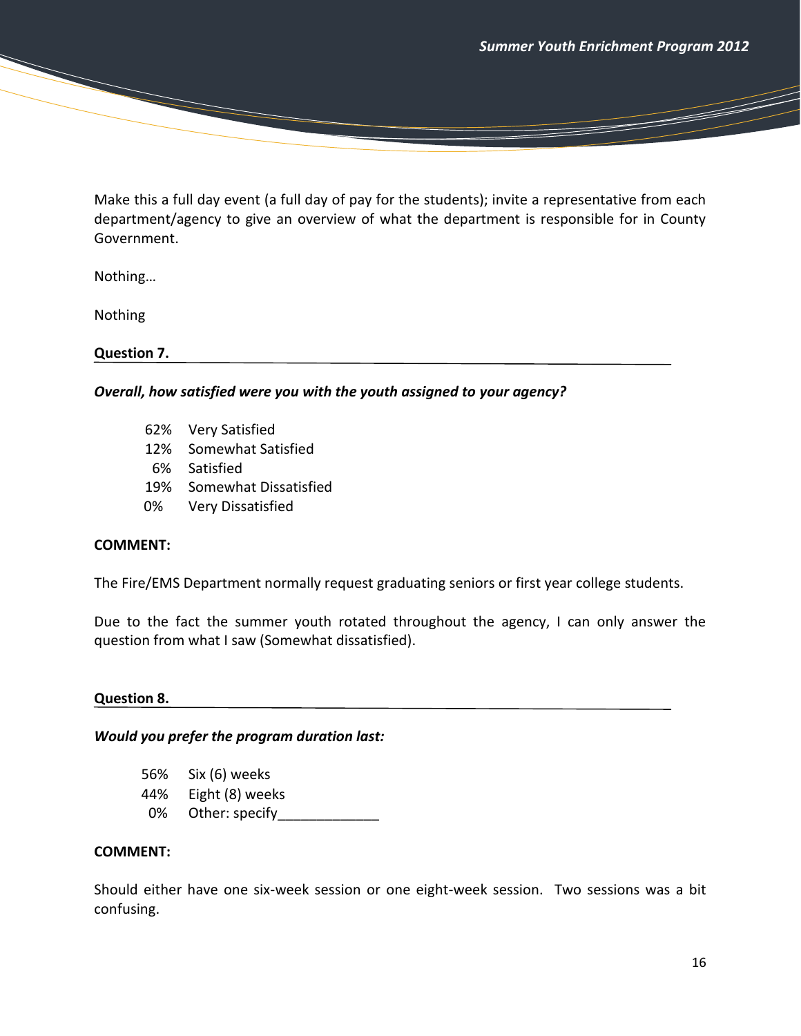Make this a full day event (a full day of pay for the students); invite a representative from each department/agency to give an overview of what the department is responsible for in County Government.

Nothing…

Nothing

**Question 7.**

***Overall, how satisfied were you with the youth assigned to your agency?***

- 62% Very Satisfied
- 12% Somewhat Satisfied
- 6% Satisfied
- 19% Somewhat Dissatisfied
- 0% Very Dissatisfied

**COMMENT:**

The Fire/EMS Department normally request graduating seniors or first year college students.

Due to the fact the summer youth rotated throughout the agency, I can only answer the question from what I saw (Somewhat dissatisfied).

**Question 8.**

***Would you prefer the program duration last:***

- 56% Six (6) weeks
- 44% Eight (8) weeks
- 0% Other: specify_____________

**COMMENT:**

Should either have one six-week session or one eight-week session. Two sessions was a bit confusing.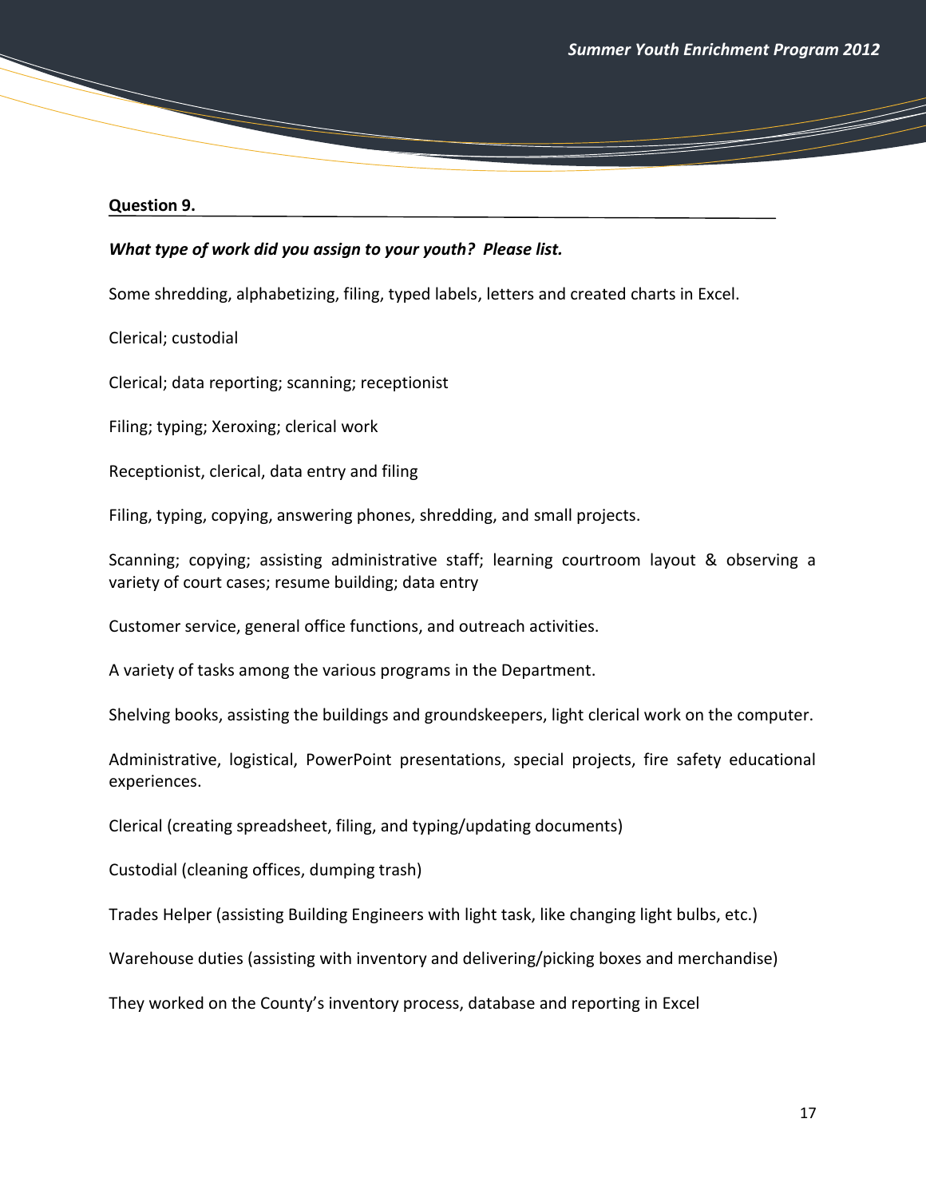**Question 9.**

***What type of work did you assign to your youth? Please list.***

Some shredding, alphabetizing, filing, typed labels, letters and created charts in Excel.

Clerical; custodial

Clerical; data reporting; scanning; receptionist

Filing; typing; Xeroxing; clerical work

Receptionist, clerical, data entry and filing

Filing, typing, copying, answering phones, shredding, and small projects.

Scanning; copying; assisting administrative staff; learning courtroom layout & observing a variety of court cases; resume building; data entry

Customer service, general office functions, and outreach activities.

A variety of tasks among the various programs in the Department.

Shelving books, assisting the buildings and groundskeepers, light clerical work on the computer.

Administrative, logistical, PowerPoint presentations, special projects, fire safety educational experiences.

Clerical (creating spreadsheet, filing, and typing/updating documents)

Custodial (cleaning offices, dumping trash)

Trades Helper (assisting Building Engineers with light task, like changing light bulbs, etc.)

Warehouse duties (assisting with inventory and delivering/picking boxes and merchandise)

They worked on the County's inventory process, database and reporting in Excel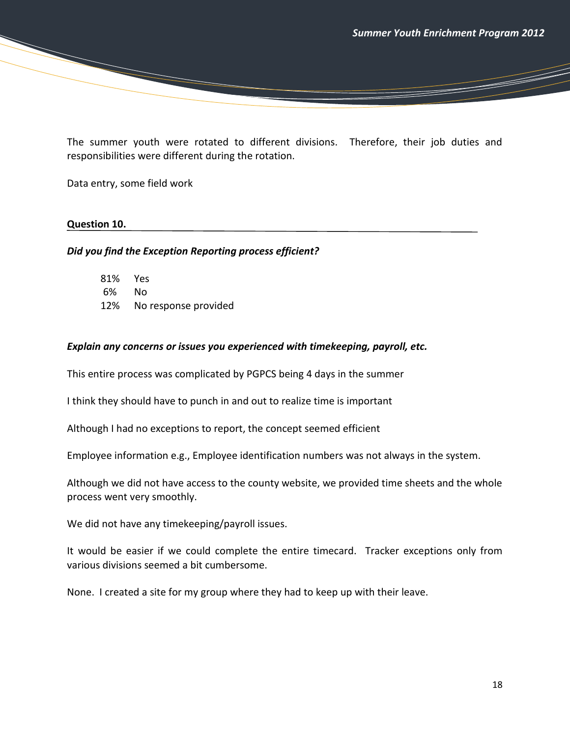The summer youth were rotated to different divisions. Therefore, their job duties and responsibilities were different during the rotation.

Data entry, some field work

**Question 10.**

***Did you find the Exception Reporting process efficient?***

81% Yes
6% No
12% No response provided

***Explain any concerns or issues you experienced with timekeeping, payroll, etc.***

This entire process was complicated by PGPCS being 4 days in the summer

I think they should have to punch in and out to realize time is important

Although I had no exceptions to report, the concept seemed efficient

Employee information e.g., Employee identification numbers was not always in the system.

Although we did not have access to the county website, we provided time sheets and the whole process went very smoothly.

We did not have any timekeeping/payroll issues.

It would be easier if we could complete the entire timecard. Tracker exceptions only from various divisions seemed a bit cumbersome.

None. I created a site for my group where they had to keep up with their leave.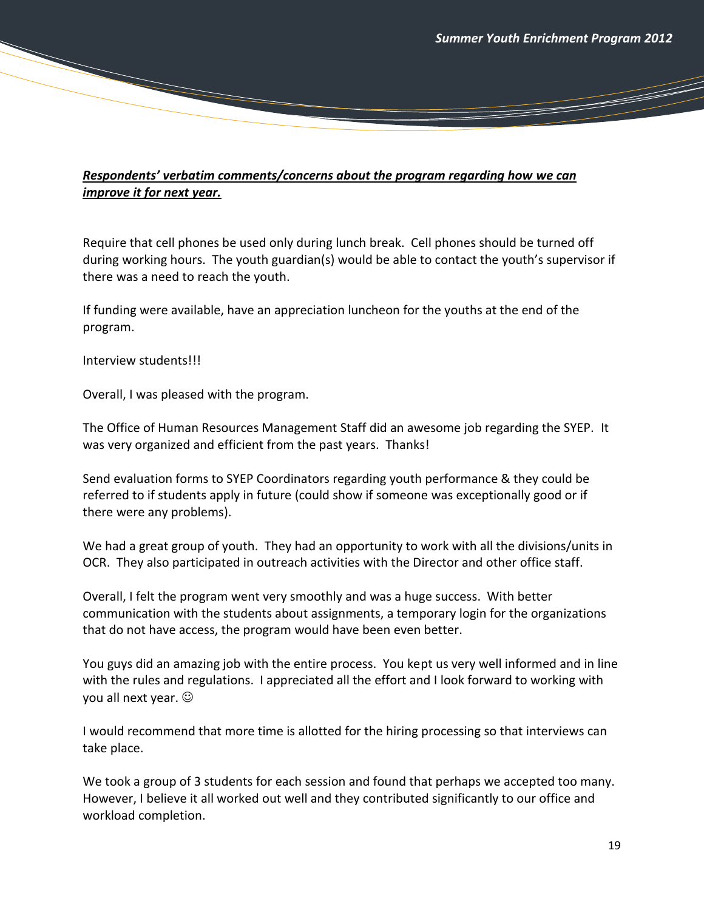***<u>Respondents' verbatim comments/concerns about the program regarding how we can improve it for next year.</u>***

Require that cell phones be used only during lunch break. Cell phones should be turned off during working hours. The youth guardian(s) would be able to contact the youth's supervisor if there was a need to reach the youth.

If funding were available, have an appreciation luncheon for the youths at the end of the program.

Interview students!!!

Overall, I was pleased with the program.

The Office of Human Resources Management Staff did an awesome job regarding the SYEP. It was very organized and efficient from the past years. Thanks!

Send evaluation forms to SYEP Coordinators regarding youth performance & they could be referred to if students apply in future (could show if someone was exceptionally good or if there were any problems).

We had a great group of youth. They had an opportunity to work with all the divisions/units in OCR. They also participated in outreach activities with the Director and other office staff.

Overall, I felt the program went very smoothly and was a huge success. With better communication with the students about assignments, a temporary login for the organizations that do not have access, the program would have been even better.

You guys did an amazing job with the entire process. You kept us very well informed and in line with the rules and regulations. I appreciated all the effort and I look forward to working with you all next year. ☺

I would recommend that more time is allotted for the hiring processing so that interviews can take place.

We took a group of 3 students for each session and found that perhaps we accepted too many. However, I believe it all worked out well and they contributed significantly to our office and workload completion.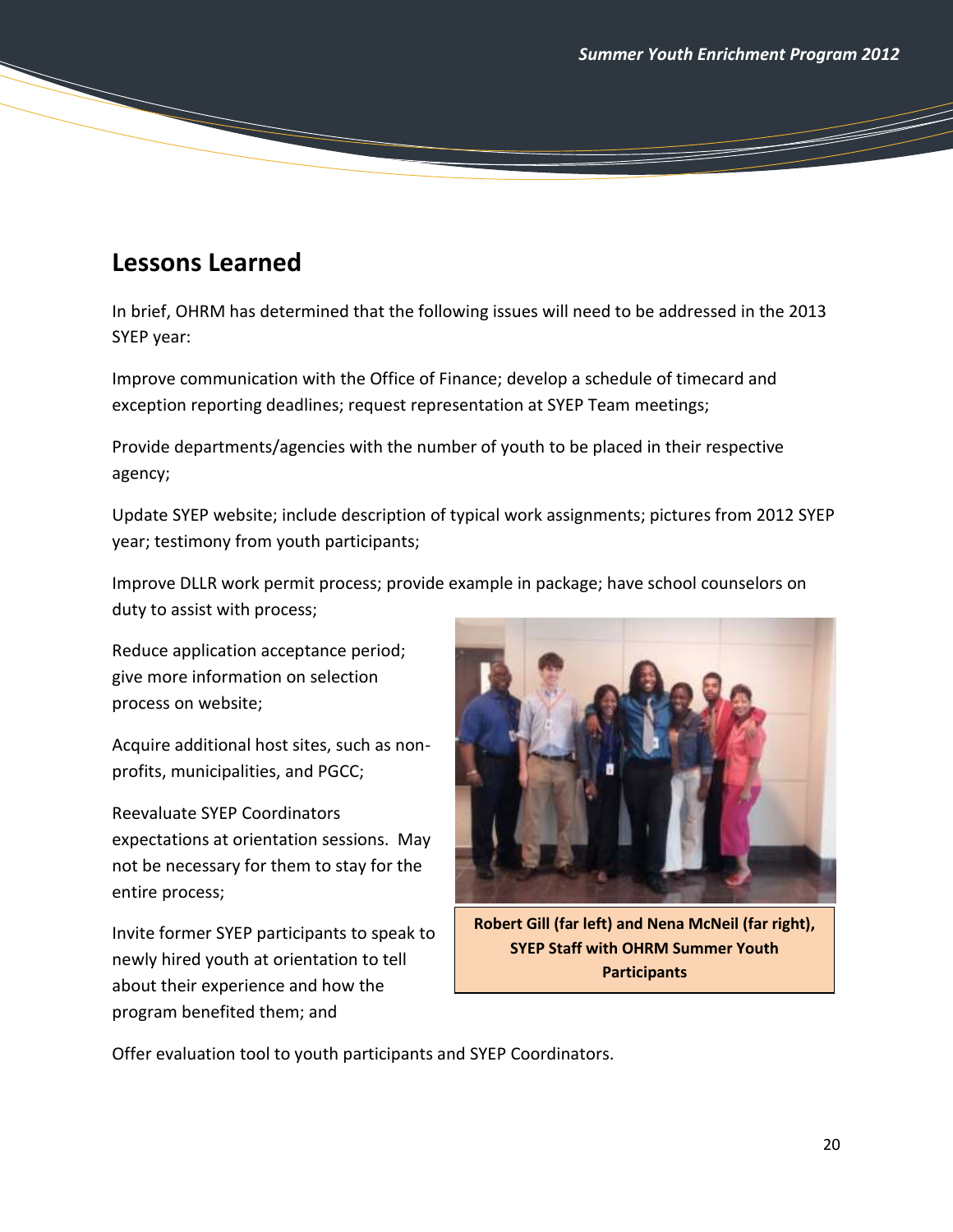## Lessons Learned

In brief, OHRM has determined that the following issues will need to be addressed in the 2013 SYEP year:

Improve communication with the Office of Finance; develop a schedule of timecard and exception reporting deadlines; request representation at SYEP Team meetings;

Provide departments/agencies with the number of youth to be placed in their respective agency;

Update SYEP website; include description of typical work assignments; pictures from 2012 SYEP year; testimony from youth participants;

Improve DLLR work permit process; provide example in package; have school counselors on duty to assist with process;

Reduce application acceptance period; give more information on selection process on website;

Acquire additional host sites, such as non-profits, municipalities, and PGCC;

Reevaluate SYEP Coordinators expectations at orientation sessions. May not be necessary for them to stay for the entire process;

Invite former SYEP participants to speak to newly hired youth at orientation to tell about their experience and how the program benefited them; and

Offer evaluation tool to youth participants and SYEP Coordinators.

**Robert Gill (far left) and Nena McNeil (far right), SYEP Staff with OHRM Summer Youth Participants**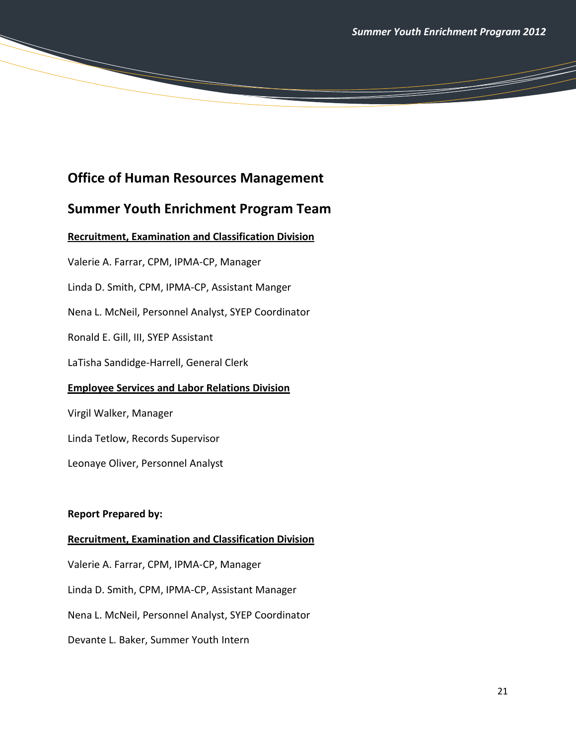## Office of Human Resources Management

## Summary Youth Enrichment Program Team

**Recruitment, Examination and Classification Division**

Valerie A. Farrar, CPM, IPMA-CP, Manager

Linda D. Smith, CPM, IPMA-CP, Assistant Manger

Nena L. McNeil, Personnel Analyst, SYEP Coordinator

Ronald E. Gill, III, SYEP Assistant

LaTisha Sandidge-Harrell, General Clerk

**Employee Services and Labor Relations Division**

Virgil Walker, Manager

Linda Tetlow, Records Supervisor

Leonaye Oliver, Personnel Analyst

**Report Prepared by:**

**Recruitment, Examination and Classification Division**

Valerie A. Farrar, CPM, IPMA-CP, Manager

Linda D. Smith, CPM, IPMA-CP, Assistant Manager

Nena L. McNeil, Personnel Analyst, SYEP Coordinator

Devante L. Baker, Summer Youth Intern